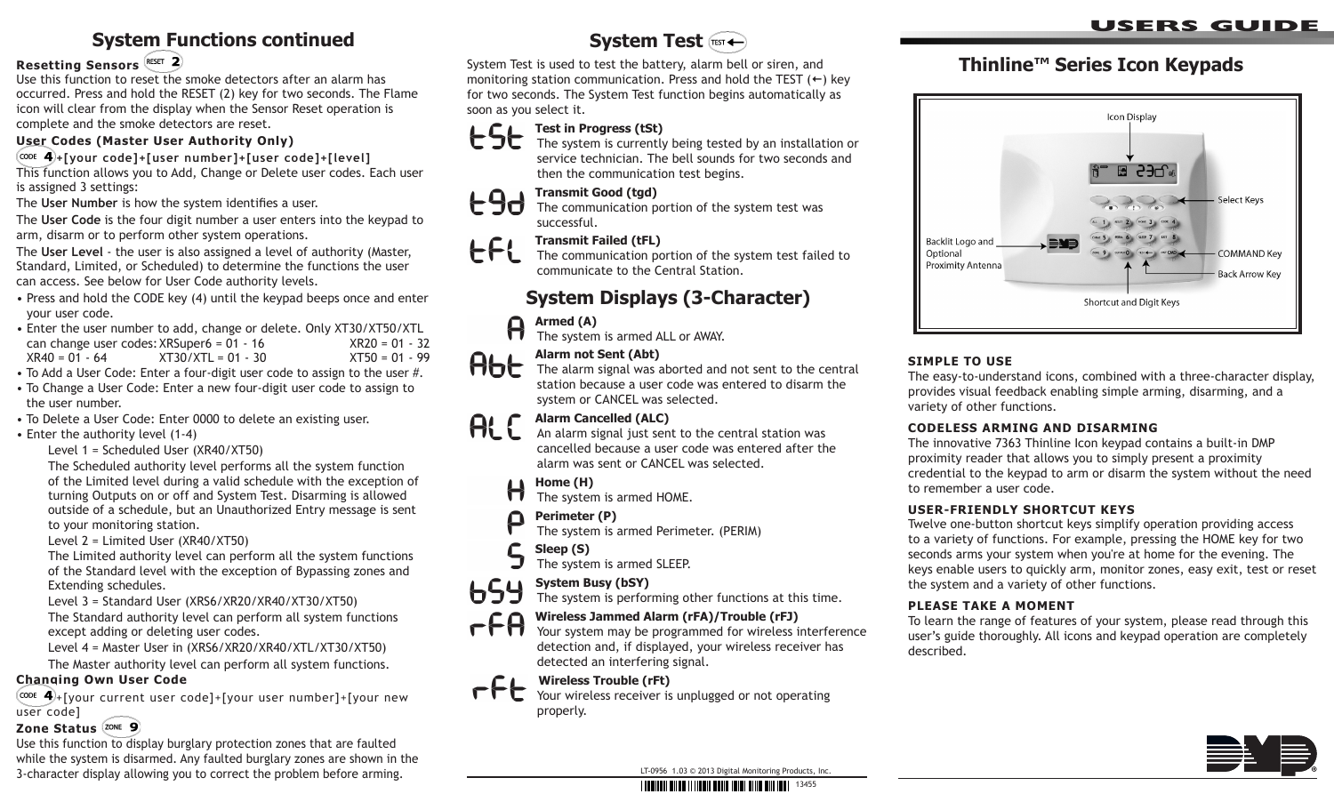## System Functions continued

**Resetting Sensors** RESET 2

Use this function to reset the smoke detectors after an alarm has occurred. Press and hold the RESET (2) key for two seconds. The Flame icon will clear from the display when the Sensor Reset operation is complete and the smoke detectors are reset.

**User Codes (Master User Authority Only)**

CODE 4 **+[your code]+[user number]+[user code]+[level]**

This function allows you to Add, Change or Delete user codes. Each user is assigned 3 settings:

The **User Number** is how the system identifies a user.

The **User Code** is the four digit number a user enters into the keypad to arm, disarm or to perform other system operations.

The **User Level** - the user is also assigned a level of authority (Master, Standard, Limited, or Scheduled) to determine the functions the user can access. See below for User Code authority levels.

- Press and hold the CODE key (4) until the keypad beeps once and enter your user code.
- Enter the user number to add, change or delete. Only XT30/XT50/XTL can change user codes: XRSuper6 = 01 - 16 XR20 = 01 - 32 XR40 = 01 - 64 XT30/XTL = 01 - 30 XT50 = 01 - 99
- To Add a User Code: Enter a four-digit user code to assign to the user #.
- To Change a User Code: Enter a new four-digit user code to assign to the user number.
- To Delete a User Code: Enter 0000 to delete an existing user.
- Enter the authority level (1-4)

Level 1 = Scheduled User (XR40/XT50)

The Scheduled authority level performs all the system function of the Limited level during a valid schedule with the exception of turning Outputs on or off and System Test. Disarming is allowed outside of a schedule, but an Unauthorized Entry message is sent to your monitoring station.

Level 2 = Limited User (XR40/XT50)

The Limited authority level can perform all the system functions of the Standard level with the exception of Bypassing zones and Extending schedules.

Level 3 = Standard User (XRS6/XR20/XR40/XT30/XT50)

The Standard authority level can perform all system functions except adding or deleting user codes.

Level 4 = Master User in (XRS6/XR20/XR40/XTL/XT30/XT50)

The Master authority level can perform all system functions.

**Changing Own User Code**

CODE 4 +[your current user code]+[your user number]+[your new user code]

**Zone Status** ZONE 9

Use this function to display burglary protection zones that are faulted while the system is disarmed. Any faulted burglary zones are shown in the 3-character display allowing you to correct the problem before arming.

## System Test TEST ←

System Test is used to test the battery, alarm bell or siren, and monitoring station communication. Press and hold the TEST (←) key for two seconds. The System Test function begins automatically as soon as you select it.

**tSt** — **Test in Progress (tSt)**
The system is currently being tested by an installation or service technician. The bell sounds for two seconds and then the communication test begins.

**tGd** — **Transmit Good (tgd)**
The communication portion of the system test was successful.

**tFL** — **Transmit Failed (tFL)**
The communication portion of the system test failed to communicate to the Central Station.

## System Displays (3-Character)

**A** — **Armed (A)**
The system is armed ALL or AWAY.

**Abt** — **Alarm not Sent (Abt)**
The alarm signal was aborted and not sent to the central station because a user code was entered to disarm the system or CANCEL was selected.

**ALC** — **Alarm Cancelled (ALC)**
An alarm signal just sent to the central station was cancelled because a user code was entered after the alarm was sent or CANCEL was selected.

**H** — **Home (H)**
The system is armed HOME.

**P** — **Perimeter (P)**
The system is armed Perimeter. (PERIM)

**S** — **Sleep (S)**
The system is armed SLEEP.

**bSY** — **System Busy (bSY)**
The system is performing other functions at this time.

**rFA** — **Wireless Jammed Alarm (rFA)/Trouble (rFJ)**
Your system may be programmed for wireless interference detection and, if displayed, your wireless receiver has detected an interfering signal.

**rFt** — **Wireless Trouble (rFt)**
Your wireless receiver is unplugged or not operating properly.

LT-0956 1.03 © 2013 Digital Monitoring Products, Inc.

13455

# USERS GUIDE

## Thinline™ Series Icon Keypads

Icon Display

Select Keys

Backlit Logo and Optional Proximity Antenna

COMMAND Key

Back Arrow Key

Shortcut and Digit Keys

**SIMPLE TO USE**

The easy-to-understand icons, combined with a three-character display, provides visual feedback enabling simple arming, disarming, and a variety of other functions.

**CODELESS ARMING AND DISARMING**

The innovative 7363 Thinline Icon keypad contains a built-in DMP proximity reader that allows you to simply present a proximity credential to the keypad to arm or disarm the system without the need to remember a user code.

**USER-FRIENDLY SHORTCUT KEYS**

Twelve one-button shortcut keys simplify operation providing access to a variety of functions. For example, pressing the HOME key for two seconds arms your system when you're at home for the evening. The keys enable users to quickly arm, monitor zones, easy exit, test or reset the system and a variety of other functions.

**PLEASE TAKE A MOMENT**

To learn the range of features of your system, please read through this user's guide thoroughly. All icons and keypad operation are completely described.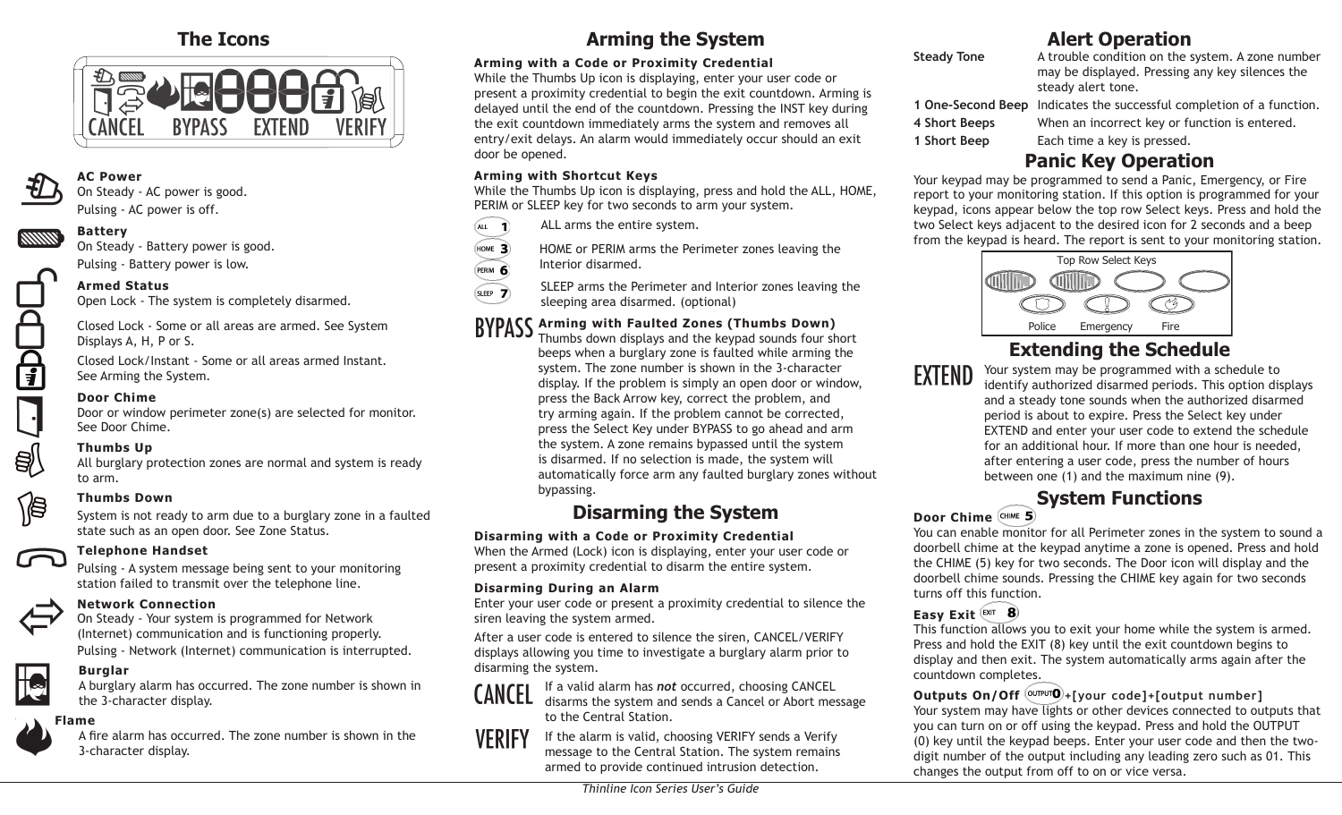## The Icons

CANCEL BYPASS EXTEND VERIFY

**AC Power**

On Steady - AC power is good.

Pulsing - AC power is off.

**Battery**

On Steady - Battery power is good.

Pulsing - Battery power is low.

**Armed Status**

Open Lock - The system is completely disarmed.

Closed Lock - Some or all areas are armed. See System Displays A, H, P or S.

Closed Lock/Instant - Some or all areas armed Instant. See Arming the System.

**Door Chime**

Door or window perimeter zone(s) are selected for monitor. See Door Chime.

**Thumbs Up**

All burglary protection zones are normal and system is ready to arm.

**Thumbs Down**

System is not ready to arm due to a burglary zone in a faulted state such as an open door. See Zone Status.

**Telephone Handset**

Pulsing - A system message being sent to your monitoring station failed to transmit over the telephone line.

**Network Connection**

On Steady - Your system is programmed for Network (Internet) communication and is functioning properly.

Pulsing - Network (Internet) communication is interrupted.

**Burglar**

A burglary alarm has occurred. The zone number is shown in the 3-character display.

**Flame**

A fire alarm has occurred. The zone number is shown in the 3-character display.

## Arming the System

**Arming with a Code or Proximity Credential**

While the Thumbs Up icon is displaying, enter your user code or present a proximity credential to begin the exit countdown. Arming is delayed until the end of the countdown. Pressing the INST key during the exit countdown immediately arms the system and removes all entry/exit delays. An alarm would immediately occur should an exit door be opened.

**Arming with Shortcut Keys**

While the Thumbs Up icon is displaying, press and hold the ALL, HOME, PERIM or SLEEP key for two seconds to arm your system.

ALL 1 — ALL arms the entire system.

HOME 3 / PERIM 6 — HOME or PERIM arms the Perimeter zones leaving the Interior disarmed.

SLEEP 7 — SLEEP arms the Perimeter and Interior zones leaving the sleeping area disarmed. (optional)

BYPASS **Arming with Faulted Zones (Thumbs Down)**

Thumbs down displays and the keypad sounds four short beeps when a burglary zone is faulted while arming the system. The zone number is shown in the 3-character display. If the problem is simply an open door or window, press the Back Arrow key, correct the problem, and try arming again. If the problem cannot be corrected, press the Select Key under BYPASS to go ahead and arm the system. A zone remains bypassed until the system is disarmed. If no selection is made, the system will automatically force arm any faulted burglary zones without bypassing.

## Disarming the System

**Disarming with a Code or Proximity Credential**

When the Armed (Lock) icon is displaying, enter your user code or present a proximity credential to disarm the entire system.

**Disarming During an Alarm**

Enter your user code or present a proximity credential to silence the siren leaving the system armed.

After a user code is entered to silence the siren, CANCEL/VERIFY displays allowing you time to investigate a burglary alarm prior to disarming the system.

CANCEL — If a valid alarm has *not* occurred, choosing CANCEL disarms the system and sends a Cancel or Abort message to the Central Station.

VERIFY — If the alarm is valid, choosing VERIFY sends a Verify message to the Central Station. The system remains armed to provide continued intrusion detection.

## Alert Operation

| | |
|---|---|
| Steady Tone | A trouble condition on the system. A zone number may be displayed. Pressing any key silences the steady alert tone. |
| 1 One-Second Beep | Indicates the successful completion of a function. |
| 4 Short Beeps | When an incorrect key or function is entered. |
| 1 Short Beep | Each time a key is pressed. |

## Panic Key Operation

Your keypad may be programmed to send a Panic, Emergency, or Fire report to your monitoring station. If this option is programmed for your keypad, icons appear below the top row Select keys. Press and hold the two Select keys adjacent to the desired icon for 2 seconds and a beep from the keypad is heard. The report is sent to your monitoring station.

Top Row Select Keys

Police Emergency Fire

## Extending the Schedule

EXTEND Your system may be programmed with a schedule to identify authorized disarmed periods. This option displays and a steady tone sounds when the authorized disarmed period is about to expire. Press the Select key under EXTEND and enter your user code to extend the schedule for an additional hour. If more than one hour is needed, after entering a user code, press the number of hours between one (1) and the maximum nine (9).

## System Functions

**Door Chime** CHIME 5

You can enable monitor for all Perimeter zones in the system to sound a doorbell chime at the keypad anytime a zone is opened. Press and hold the CHIME (5) key for two seconds. The Door icon will display and the doorbell chime sounds. Pressing the CHIME key again for two seconds turns off this function.

**Easy Exit** EXIT 8

This function allows you to exit your home while the system is armed. Press and hold the EXIT (8) key until the exit countdown begins to display and then exit. The system automatically arms again after the countdown completes.

**Outputs On/Off** OUTPUT 0 **+[your code]+[output number]**

Your system may have lights or other devices connected to outputs that you can turn on or off using the keypad. Press and hold the OUTPUT (0) key until the keypad beeps. Enter your user code and then the two-digit number of the output including any leading zero such as 01. This changes the output from off to on or vice versa.